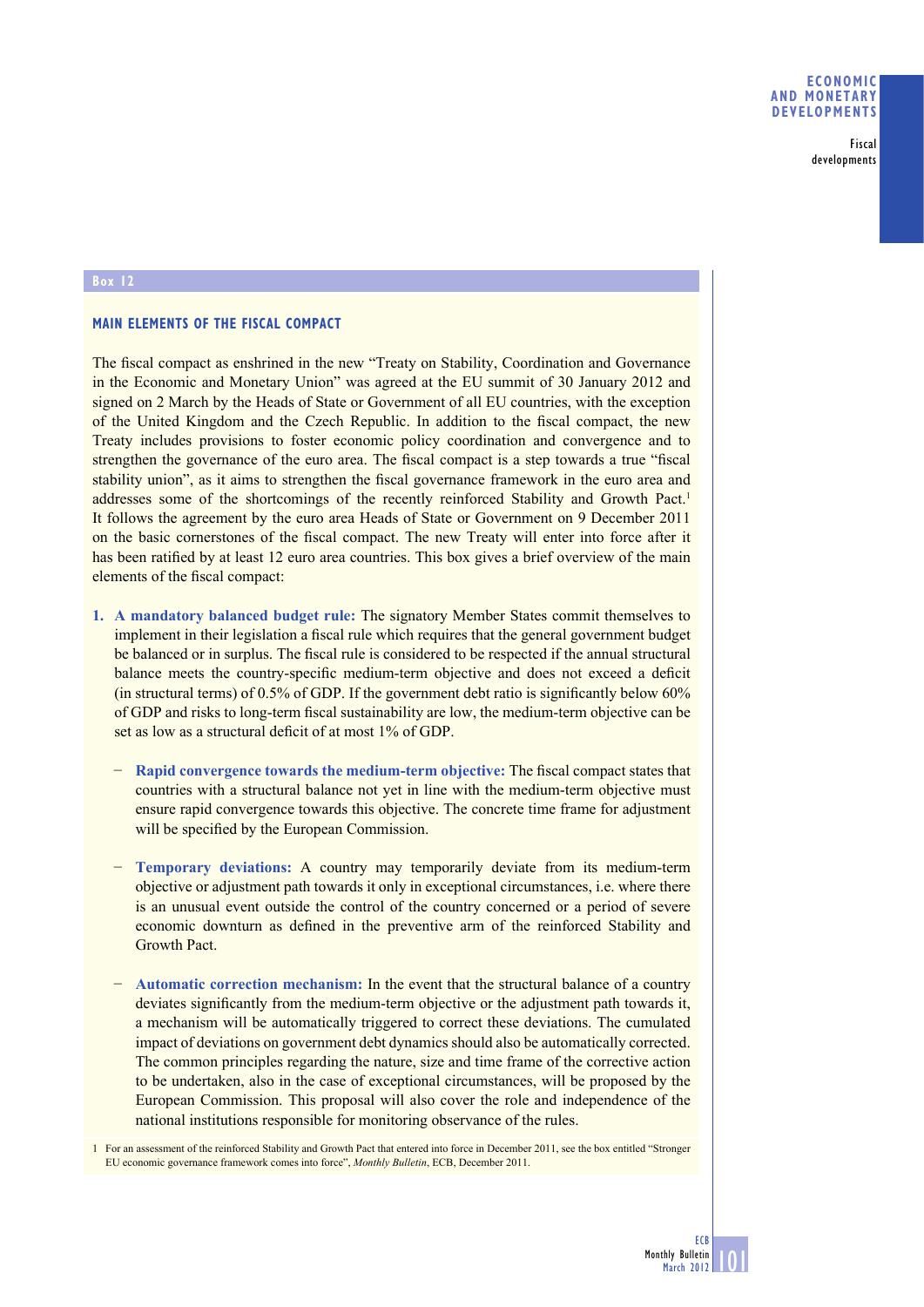## Box 12

### MAIN ELEMENTS OF THE FISCAL COMPACT

The fiscal compact as enshrined in the new "Treaty on Stability, Coordination and Governance in the Economic and Monetary Union" was agreed at the EU summit of 30 January 2012 and signed on 2 March by the Heads of State or Government of all EU countries, with the exception of the United Kingdom and the Czech Republic. In addition to the fiscal compact, the new Treaty includes provisions to foster economic policy coordination and convergence and to strengthen the governance of the euro area. The fiscal compact is a step towards a true "fiscal stability union", as it aims to strengthen the fiscal governance framework in the euro area and addresses some of the shortcomings of the recently reinforced Stability and Growth Pact.[1] It follows the agreement by the euro area Heads of State or Government on 9 December 2011 on the basic cornerstones of the fiscal compact. The new Treaty will enter into force after it has been ratified by at least 12 euro area countries. This box gives a brief overview of the main elements of the fiscal compact:

1. **A mandatory balanced budget rule:** The signatory Member States commit themselves to implement in their legislation a fiscal rule which requires that the general government budget be balanced or in surplus. The fiscal rule is considered to be respected if the annual structural balance meets the country-specific medium-term objective and does not exceed a deficit (in structural terms) of 0.5% of GDP. If the government debt ratio is significantly below 60% of GDP and risks to long-term fiscal sustainability are low, the medium-term objective can be set as low as a structural deficit of at most 1% of GDP.

   – **Rapid convergence towards the medium-term objective:** The fiscal compact states that countries with a structural balance not yet in line with the medium-term objective must ensure rapid convergence towards this objective. The concrete time frame for adjustment will be specified by the European Commission.

   – **Temporary deviations:** A country may temporarily deviate from its medium-term objective or adjustment path towards it only in exceptional circumstances, i.e. where there is an unusual event outside the control of the country concerned or a period of severe economic downturn as defined in the preventive arm of the reinforced Stability and Growth Pact.

   – **Automatic correction mechanism:** In the event that the structural balance of a country deviates significantly from the medium-term objective or the adjustment path towards it, a mechanism will be automatically triggered to correct these deviations. The cumulated impact of deviations on government debt dynamics should also be automatically corrected. The common principles regarding the nature, size and time frame of the corrective action to be undertaken, also in the case of exceptional circumstances, will be proposed by the European Commission. This proposal will also cover the role and independence of the national institutions responsible for monitoring observance of the rules.

1 For an assessment of the reinforced Stability and Growth Pact that entered into force in December 2011, see the box entitled "Stronger EU economic governance framework comes into force", *Monthly Bulletin*, ECB, December 2011.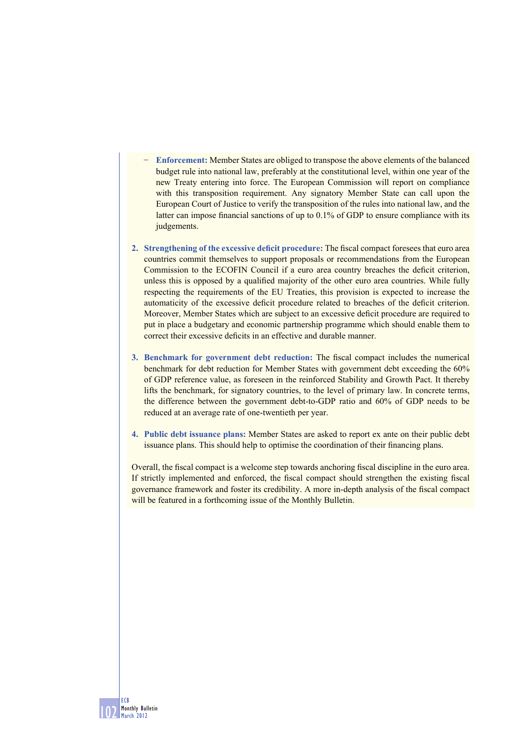- **Enforcement:** Member States are obliged to transpose the above elements of the balanced budget rule into national law, preferably at the constitutional level, within one year of the new Treaty entering into force. The European Commission will report on compliance with this transposition requirement. Any signatory Member State can call upon the European Court of Justice to verify the transposition of the rules into national law, and the latter can impose financial sanctions of up to 0.1% of GDP to ensure compliance with its judgements.

2. **Strengthening of the excessive deficit procedure:** The fiscal compact foresees that euro area countries commit themselves to support proposals or recommendations from the European Commission to the ECOFIN Council if a euro area country breaches the deficit criterion, unless this is opposed by a qualified majority of the other euro area countries. While fully respecting the requirements of the EU Treaties, this provision is expected to increase the automaticity of the excessive deficit procedure related to breaches of the deficit criterion. Moreover, Member States which are subject to an excessive deficit procedure are required to put in place a budgetary and economic partnership programme which should enable them to correct their excessive deficits in an effective and durable manner.

3. **Benchmark for government debt reduction:** The fiscal compact includes the numerical benchmark for debt reduction for Member States with government debt exceeding the 60% of GDP reference value, as foreseen in the reinforced Stability and Growth Pact. It thereby lifts the benchmark, for signatory countries, to the level of primary law. In concrete terms, the difference between the government debt-to-GDP ratio and 60% of GDP needs to be reduced at an average rate of one-twentieth per year.

4. **Public debt issuance plans:** Member States are asked to report ex ante on their public debt issuance plans. This should help to optimise the coordination of their financing plans.

Overall, the fiscal compact is a welcome step towards anchoring fiscal discipline in the euro area. If strictly implemented and enforced, the fiscal compact should strengthen the existing fiscal governance framework and foster its credibility. A more in-depth analysis of the fiscal compact will be featured in a forthcoming issue of the Monthly Bulletin.